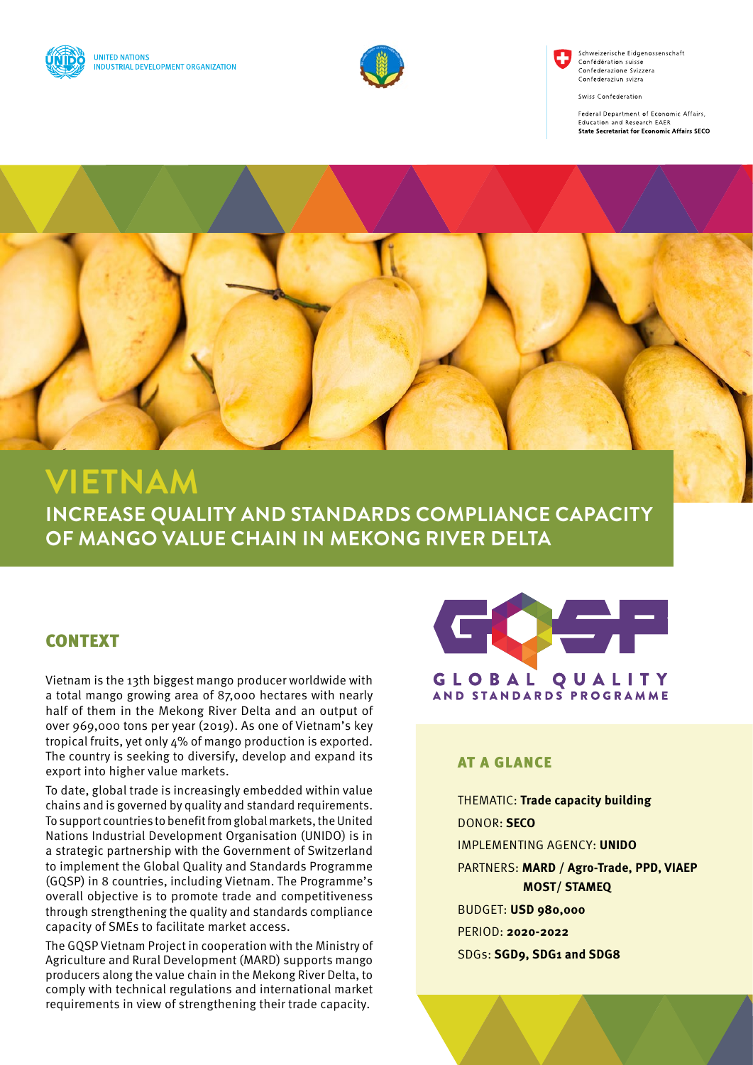UNITED NATIONS
INDUSTRIAL DEVELOPMENT ORGANIZATION

Schweizerische Eidgenossenschaft
Confédération suisse
Confederazione Svizzera
Confederaziun svizra

Swiss Confederation

Federal Department of Economic Affairs, Education and Research EAER
**State Secretariat for Economic Affairs SECO**

# VIETNAM

## INCREASE QUALITY AND STANDARDS COMPLIANCE CAPACITY OF MANGO VALUE CHAIN IN MEKONG RIVER DELTA

## CONTEXT

Vietnam is the 13th biggest mango producer worldwide with a total mango growing area of 87,000 hectares with nearly half of them in the Mekong River Delta and an output of over 969,000 tons per year (2019). As one of Vietnam's key tropical fruits, yet only 4% of mango production is exported. The country is seeking to diversify, develop and expand its export into higher value markets.

To date, global trade is increasingly embedded within value chains and is governed by quality and standard requirements. To support countries to benefit from global markets, the United Nations Industrial Development Organisation (UNIDO) is in a strategic partnership with the Government of Switzerland to implement the Global Quality and Standards Programme (GQSP) in 8 countries, including Vietnam. The Programme's overall objective is to promote trade and competitiveness through strengthening the quality and standards compliance capacity of SMEs to facilitate market access.

The GQSP Vietnam Project in cooperation with the Ministry of Agriculture and Rural Development (MARD) supports mango producers along the value chain in the Mekong River Delta, to comply with technical regulations and international market requirements in view of strengthening their trade capacity.

GQSP
GLOBAL QUALITY AND STANDARDS PROGRAMME

## AT A GLANCE

THEMATIC: **Trade capacity building**

DONOR: **SECO**

IMPLEMENTING AGENCY: **UNIDO**

PARTNERS: **MARD / Agro-Trade, PPD, VIAEP MOST/ STAMEQ**

BUDGET: **USD 980,000**

PERIOD: **2020-2022**

SDGs: **SGD9, SDG1 and SDG8**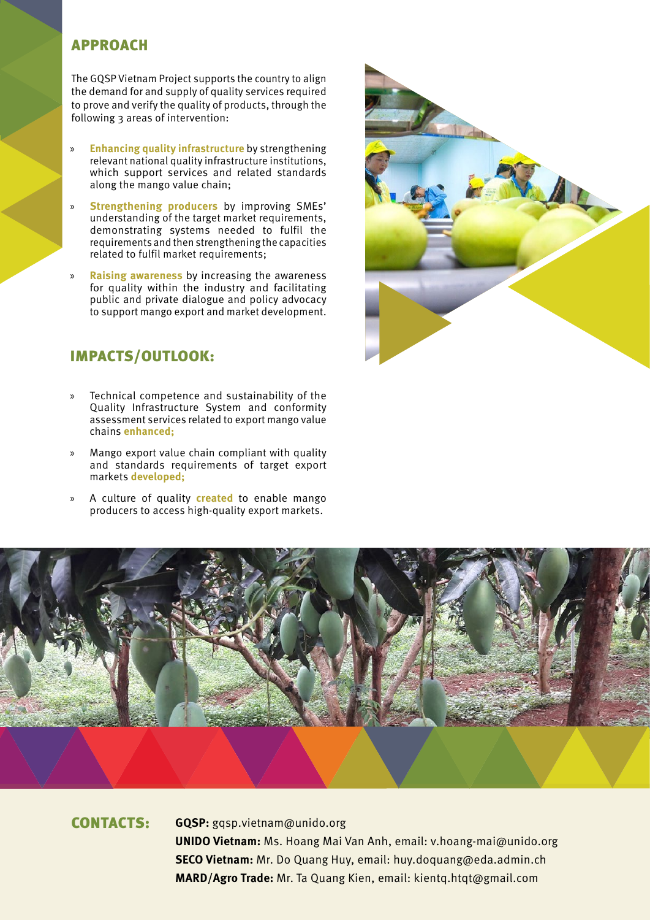## APPROACH

The GQSP Vietnam Project supports the country to align the demand for and supply of quality services required to prove and verify the quality of products, through the following 3 areas of intervention:

- **Enhancing quality infrastructure** by strengthening relevant national quality infrastructure institutions, which support services and related standards along the mango value chain;
- **Strengthening producers** by improving SMEs' understanding of the target market requirements, demonstrating systems needed to fulfil the requirements and then strengthening the capacities related to fulfil market requirements;
- **Raising awareness** by increasing the awareness for quality within the industry and facilitating public and private dialogue and policy advocacy to support mango export and market development.

## IMPACTS/OUTLOOK:

- Technical competence and sustainability of the Quality Infrastructure System and conformity assessment services related to export mango value chains **enhanced;**
- Mango export value chain compliant with quality and standards requirements of target export markets **developed;**
- A culture of quality **created** to enable mango producers to access high-quality export markets.

## CONTACTS:

**GQSP:** gqsp.vietnam@unido.org
**UNIDO Vietnam:** Ms. Hoang Mai Van Anh, email: v.hoang-mai@unido.org
**SECO Vietnam:** Mr. Do Quang Huy, email: huy.doquang@eda.admin.ch
**MARD/Agro Trade:** Mr. Ta Quang Kien, email: kientq.htqt@gmail.com